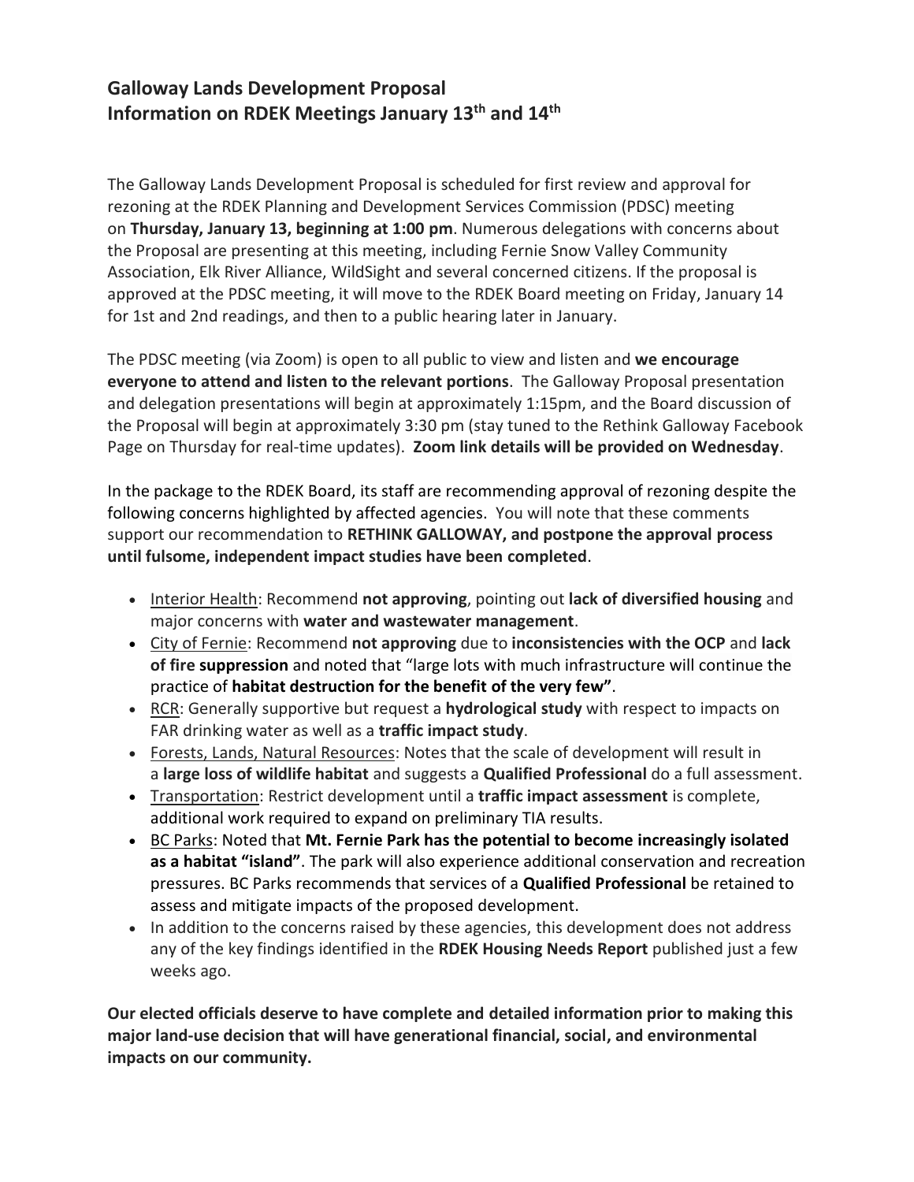## Galloway Lands Development Proposal
## Information on RDEK Meetings January 13th and 14th

The Galloway Lands Development Proposal is scheduled for first review and approval for rezoning at the RDEK Planning and Development Services Commission (PDSC) meeting on **Thursday, January 13, beginning at 1:00 pm**. Numerous delegations with concerns about the Proposal are presenting at this meeting, including Fernie Snow Valley Community Association, Elk River Alliance, WildSight and several concerned citizens. If the proposal is approved at the PDSC meeting, it will move to the RDEK Board meeting on Friday, January 14 for 1st and 2nd readings, and then to a public hearing later in January.

The PDSC meeting (via Zoom) is open to all public to view and listen and **we encourage everyone to attend and listen to the relevant portions**. The Galloway Proposal presentation and delegation presentations will begin at approximately 1:15pm, and the Board discussion of the Proposal will begin at approximately 3:30 pm (stay tuned to the Rethink Galloway Facebook Page on Thursday for real-time updates). **Zoom link details will be provided on Wednesday**.

In the package to the RDEK Board, its staff are recommending approval of rezoning despite the following concerns highlighted by affected agencies. You will note that these comments support our recommendation to **RETHINK GALLOWAY, and postpone the approval process until fulsome, independent impact studies have been completed**.

- Interior Health: Recommend **not approving**, pointing out **lack of diversified housing** and major concerns with **water and wastewater management**.
- City of Fernie: Recommend **not approving** due to **inconsistencies with the OCP** and **lack of fire suppression** and noted that "large lots with much infrastructure will continue the practice of **habitat destruction for the benefit of the very few"**.
- RCR: Generally supportive but request a **hydrological study** with respect to impacts on FAR drinking water as well as a **traffic impact study**.
- Forests, Lands, Natural Resources: Notes that the scale of development will result in a **large loss of wildlife habitat** and suggests a **Qualified Professional** do a full assessment.
- Transportation: Restrict development until a **traffic impact assessment** is complete, additional work required to expand on preliminary TIA results.
- BC Parks: Noted that **Mt. Fernie Park has the potential to become increasingly isolated as a habitat "island"**. The park will also experience additional conservation and recreation pressures. BC Parks recommends that services of a **Qualified Professional** be retained to assess and mitigate impacts of the proposed development.
- In addition to the concerns raised by these agencies, this development does not address any of the key findings identified in the **RDEK Housing Needs Report** published just a few weeks ago.

**Our elected officials deserve to have complete and detailed information prior to making this major land-use decision that will have generational financial, social, and environmental impacts on our community.**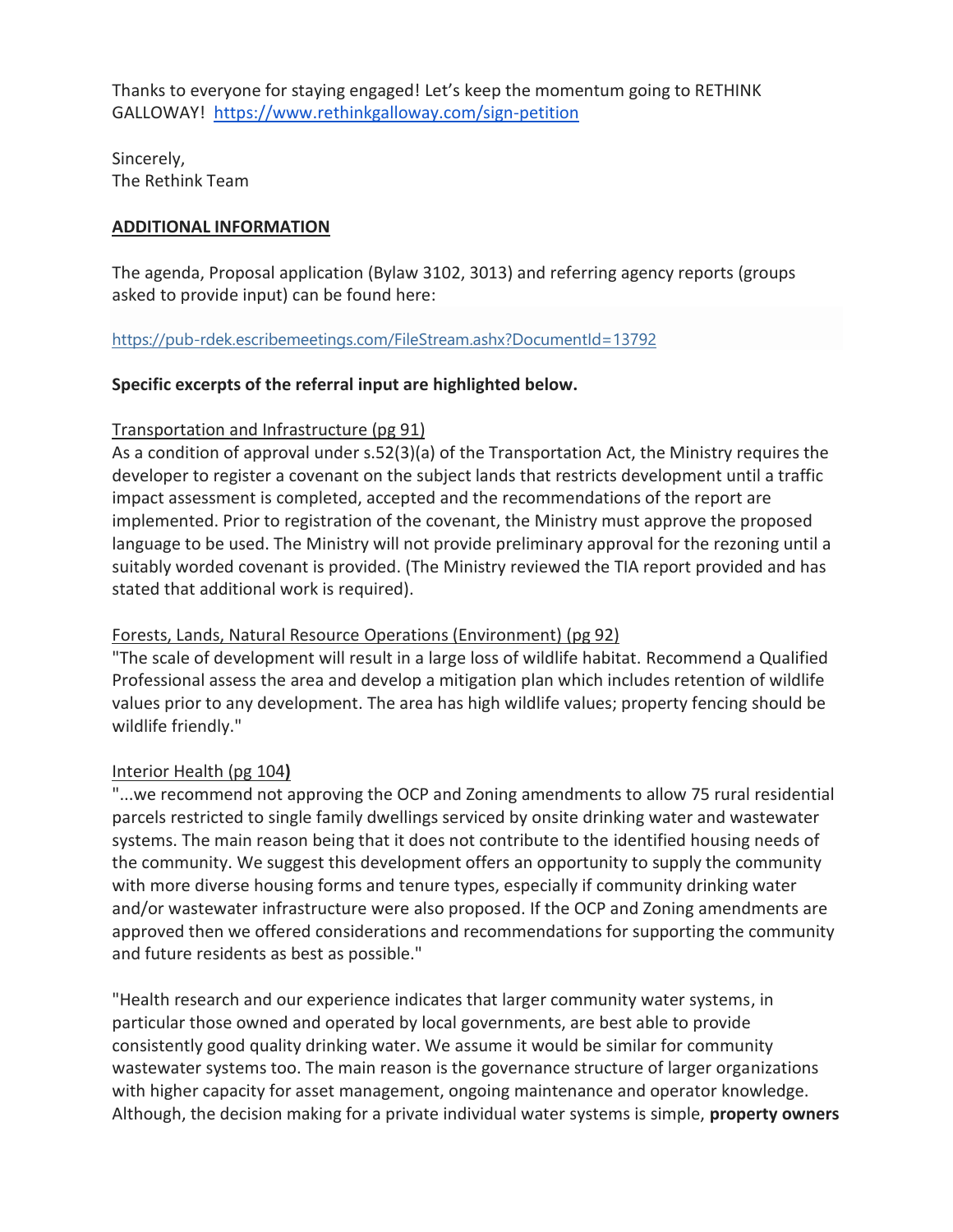Thanks to everyone for staying engaged! Let's keep the momentum going to RETHINK GALLOWAY! https://www.rethinkgalloway.com/sign-petition

Sincerely,
The Rethink Team

**ADDITIONAL INFORMATION**

The agenda, Proposal application (Bylaw 3102, 3013) and referring agency reports (groups asked to provide input) can be found here:

https://pub-rdek.escribemeetings.com/FileStream.ashx?DocumentId=13792

**Specific excerpts of the referral input are highlighted below.**

Transportation and Infrastructure (pg 91)
As a condition of approval under s.52(3)(a) of the Transportation Act, the Ministry requires the developer to register a covenant on the subject lands that restricts development until a traffic impact assessment is completed, accepted and the recommendations of the report are implemented. Prior to registration of the covenant, the Ministry must approve the proposed language to be used. The Ministry will not provide preliminary approval for the rezoning until a suitably worded covenant is provided. (The Ministry reviewed the TIA report provided and has stated that additional work is required).

Forests, Lands, Natural Resource Operations (Environment) (pg 92)
"The scale of development will result in a large loss of wildlife habitat. Recommend a Qualified Professional assess the area and develop a mitigation plan which includes retention of wildlife values prior to any development. The area has high wildlife values; property fencing should be wildlife friendly."

Interior Health (pg 104**)**
"...we recommend not approving the OCP and Zoning amendments to allow 75 rural residential parcels restricted to single family dwellings serviced by onsite drinking water and wastewater systems. The main reason being that it does not contribute to the identified housing needs of the community. We suggest this development offers an opportunity to supply the community with more diverse housing forms and tenure types, especially if community drinking water and/or wastewater infrastructure were also proposed. If the OCP and Zoning amendments are approved then we offered considerations and recommendations for supporting the community and future residents as best as possible."

"Health research and our experience indicates that larger community water systems, in particular those owned and operated by local governments, are best able to provide consistently good quality drinking water. We assume it would be similar for community wastewater systems too. The main reason is the governance structure of larger organizations with higher capacity for asset management, ongoing maintenance and operator knowledge. Although, the decision making for a private individual water systems is simple, **property owners**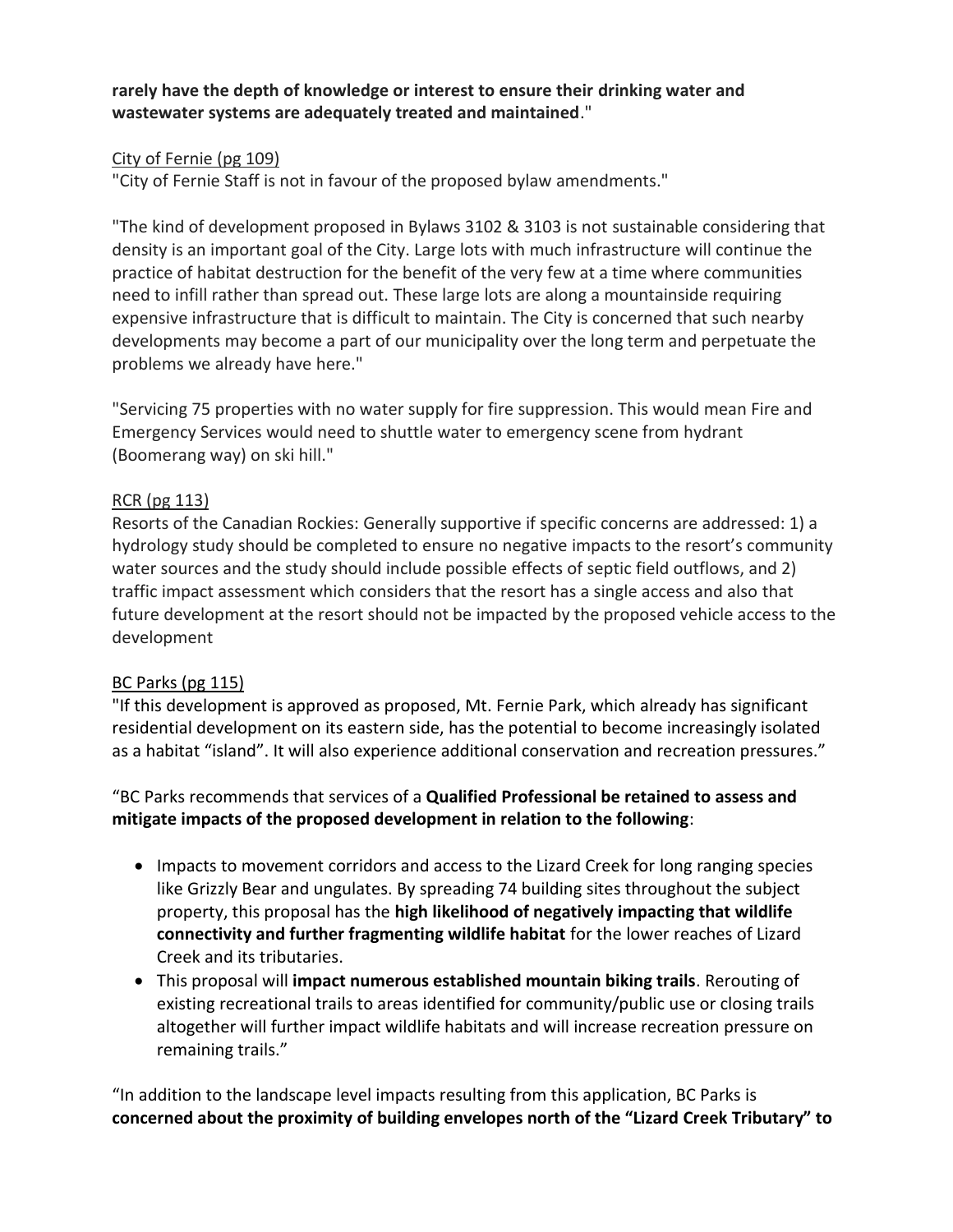**rarely have the depth of knowledge or interest to ensure their drinking water and wastewater systems are adequately treated and maintained**."

<u>City of Fernie (pg 109)</u>
"City of Fernie Staff is not in favour of the proposed bylaw amendments."

"The kind of development proposed in Bylaws 3102 & 3103 is not sustainable considering that density is an important goal of the City. Large lots with much infrastructure will continue the practice of habitat destruction for the benefit of the very few at a time where communities need to infill rather than spread out. These large lots are along a mountainside requiring expensive infrastructure that is difficult to maintain. The City is concerned that such nearby developments may become a part of our municipality over the long term and perpetuate the problems we already have here."

"Servicing 75 properties with no water supply for fire suppression. This would mean Fire and Emergency Services would need to shuttle water to emergency scene from hydrant (Boomerang way) on ski hill."

<u>RCR (pg 113)</u>
Resorts of the Canadian Rockies: Generally supportive if specific concerns are addressed: 1) a hydrology study should be completed to ensure no negative impacts to the resort's community water sources and the study should include possible effects of septic field outflows, and 2) traffic impact assessment which considers that the resort has a single access and also that future development at the resort should not be impacted by the proposed vehicle access to the development

<u>BC Parks (pg 115)</u>
"If this development is approved as proposed, Mt. Fernie Park, which already has significant residential development on its eastern side, has the potential to become increasingly isolated as a habitat "island". It will also experience additional conservation and recreation pressures."

"BC Parks recommends that services of a **Qualified Professional be retained to assess and mitigate impacts of the proposed development in relation to the following**:

- Impacts to movement corridors and access to the Lizard Creek for long ranging species like Grizzly Bear and ungulates. By spreading 74 building sites throughout the subject property, this proposal has the **high likelihood of negatively impacting that wildlife connectivity and further fragmenting wildlife habitat** for the lower reaches of Lizard Creek and its tributaries.
- This proposal will **impact numerous established mountain biking trails**. Rerouting of existing recreational trails to areas identified for community/public use or closing trails altogether will further impact wildlife habitats and will increase recreation pressure on remaining trails."

"In addition to the landscape level impacts resulting from this application, BC Parks is **concerned about the proximity of building envelopes north of the "Lizard Creek Tributary" to**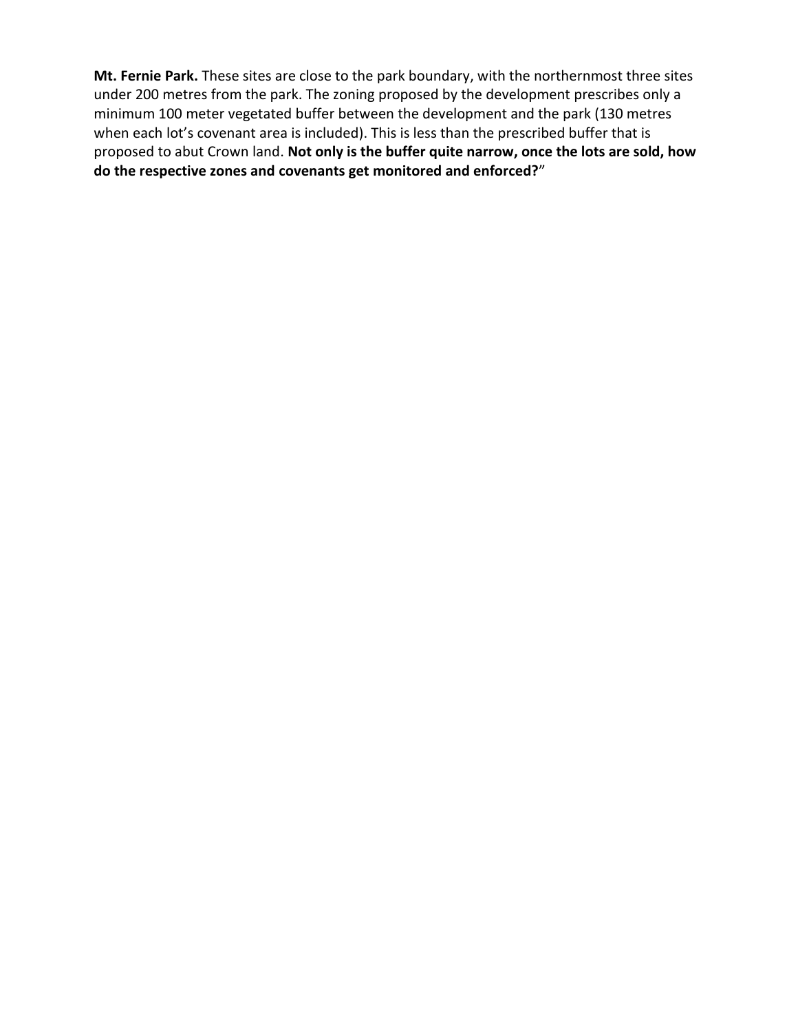**Mt. Fernie Park.** These sites are close to the park boundary, with the northernmost three sites under 200 metres from the park. The zoning proposed by the development prescribes only a minimum 100 meter vegetated buffer between the development and the park (130 metres when each lot's covenant area is included). This is less than the prescribed buffer that is proposed to abut Crown land. **Not only is the buffer quite narrow, once the lots are sold, how do the respective zones and covenants get monitored and enforced?**"